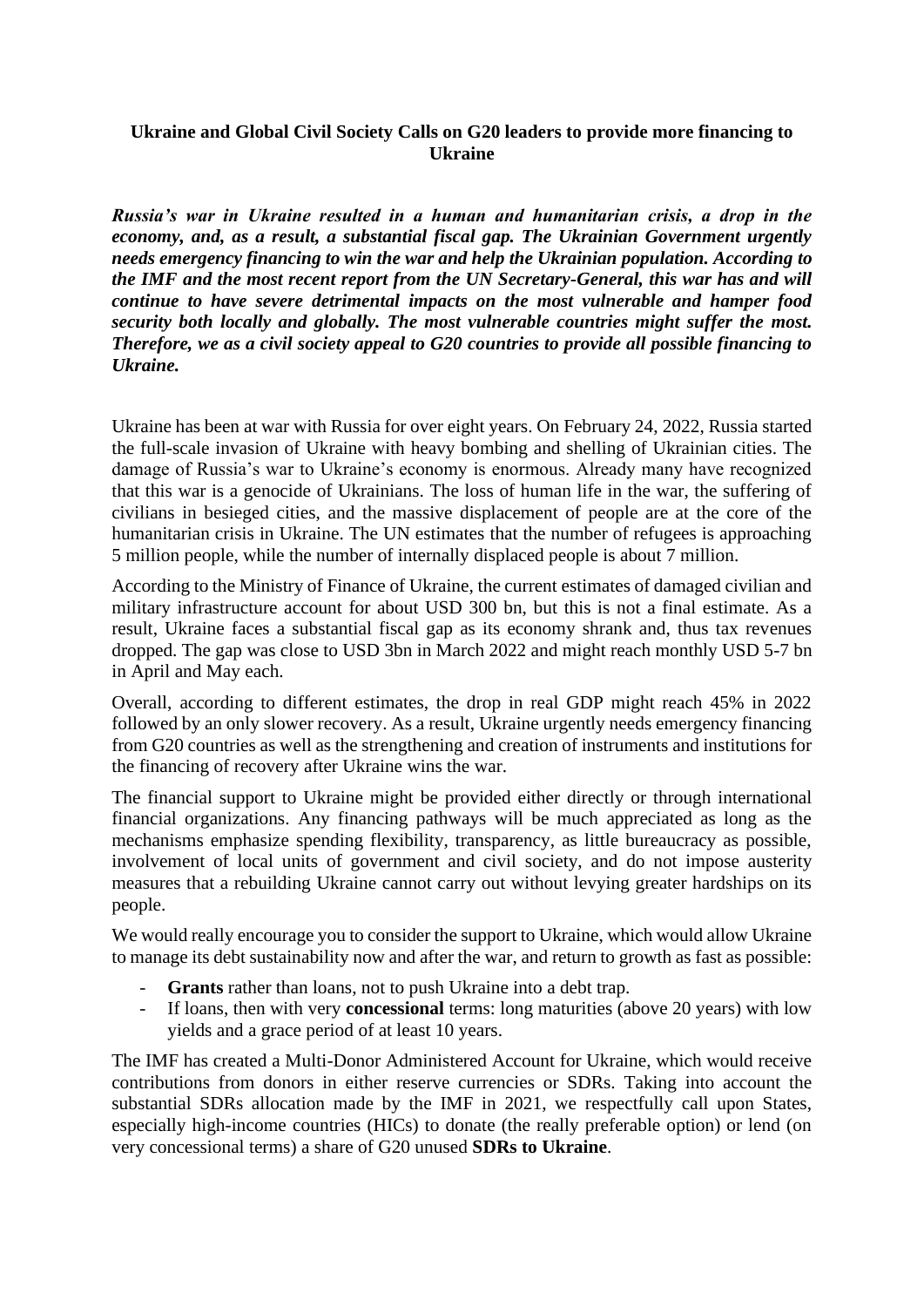# Ukraine and Global Civil Society Calls on G20 leaders to provide more financing to Ukraine

***Russia's war in Ukraine resulted in a human and humanitarian crisis, a drop in the economy, and, as a result, a substantial fiscal gap. The Ukrainian Government urgently needs emergency financing to win the war and help the Ukrainian population. According to the IMF and the most recent report from the UN Secretary-General, this war has and will continue to have severe detrimental impacts on the most vulnerable and hamper food security both locally and globally. The most vulnerable countries might suffer the most. Therefore, we as a civil society appeal to G20 countries to provide all possible financing to Ukraine.***

Ukraine has been at war with Russia for over eight years. On February 24, 2022, Russia started the full-scale invasion of Ukraine with heavy bombing and shelling of Ukrainian cities. The damage of Russia's war to Ukraine's economy is enormous. Already many have recognized that this war is a genocide of Ukrainians. The loss of human life in the war, the suffering of civilians in besieged cities, and the massive displacement of people are at the core of the humanitarian crisis in Ukraine. The UN estimates that the number of refugees is approaching 5 million people, while the number of internally displaced people is about 7 million.

According to the Ministry of Finance of Ukraine, the current estimates of damaged civilian and military infrastructure account for about USD 300 bn, but this is not a final estimate. As a result, Ukraine faces a substantial fiscal gap as its economy shrank and, thus tax revenues dropped. The gap was close to USD 3bn in March 2022 and might reach monthly USD 5-7 bn in April and May each.

Overall, according to different estimates, the drop in real GDP might reach 45% in 2022 followed by an only slower recovery. As a result, Ukraine urgently needs emergency financing from G20 countries as well as the strengthening and creation of instruments and institutions for the financing of recovery after Ukraine wins the war.

The financial support to Ukraine might be provided either directly or through international financial organizations. Any financing pathways will be much appreciated as long as the mechanisms emphasize spending flexibility, transparency, as little bureaucracy as possible, involvement of local units of government and civil society, and do not impose austerity measures that a rebuilding Ukraine cannot carry out without levying greater hardships on its people.

We would really encourage you to consider the support to Ukraine, which would allow Ukraine to manage its debt sustainability now and after the war, and return to growth as fast as possible:

- **Grants** rather than loans, not to push Ukraine into a debt trap.
- If loans, then with very **concessional** terms: long maturities (above 20 years) with low yields and a grace period of at least 10 years.

The IMF has created a Multi-Donor Administered Account for Ukraine, which would receive contributions from donors in either reserve currencies or SDRs. Taking into account the substantial SDRs allocation made by the IMF in 2021, we respectfully call upon States, especially high-income countries (HICs) to donate (the really preferable option) or lend (on very concessional terms) a share of G20 unused **SDRs to Ukraine**.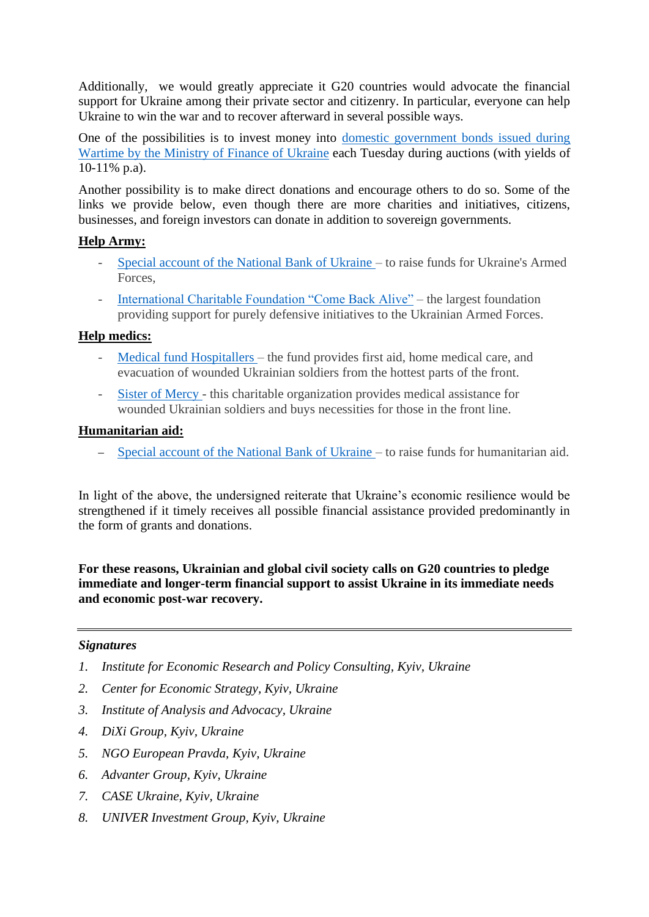Additionally, we would greatly appreciate it G20 countries would advocate the financial support for Ukraine among their private sector and citizenry. In particular, everyone can help Ukraine to win the war and to recover afterward in several possible ways.

One of the possibilities is to invest money into domestic government bonds issued during Wartime by the Ministry of Finance of Ukraine each Tuesday during auctions (with yields of 10-11% p.a).

Another possibility is to make direct donations and encourage others to do so. Some of the links we provide below, even though there are more charities and initiatives, citizens, businesses, and foreign investors can donate in addition to sovereign governments.

**Help Army:**

- Special account of the National Bank of Ukraine – to raise funds for Ukraine's Armed Forces,
- International Charitable Foundation "Come Back Alive" – the largest foundation providing support for purely defensive initiatives to the Ukrainian Armed Forces.

**Help medics:**

- Medical fund Hospitallers – the fund provides first aid, home medical care, and evacuation of wounded Ukrainian soldiers from the hottest parts of the front.
- Sister of Mercy - this charitable organization provides medical assistance for wounded Ukrainian soldiers and buys necessities for those in the front line.

**Humanitarian aid:**

- Special account of the National Bank of Ukraine – to raise funds for humanitarian aid.

In light of the above, the undersigned reiterate that Ukraine's economic resilience would be strengthened if it timely receives all possible financial assistance provided predominantly in the form of grants and donations.

**For these reasons, Ukrainian and global civil society calls on G20 countries to pledge immediate and longer-term financial support to assist Ukraine in its immediate needs and economic post-war recovery.**

---

***Signatures***

1. *Institute for Economic Research and Policy Consulting, Kyiv, Ukraine*
2. *Center for Economic Strategy, Kyiv, Ukraine*
3. *Institute of Analysis and Advocacy, Ukraine*
4. *DiXi Group, Kyiv, Ukraine*
5. *NGO European Pravda, Kyiv, Ukraine*
6. *Advanter Group, Kyiv, Ukraine*
7. *CASE Ukraine, Kyiv, Ukraine*
8. *UNIVER Investment Group, Kyiv, Ukraine*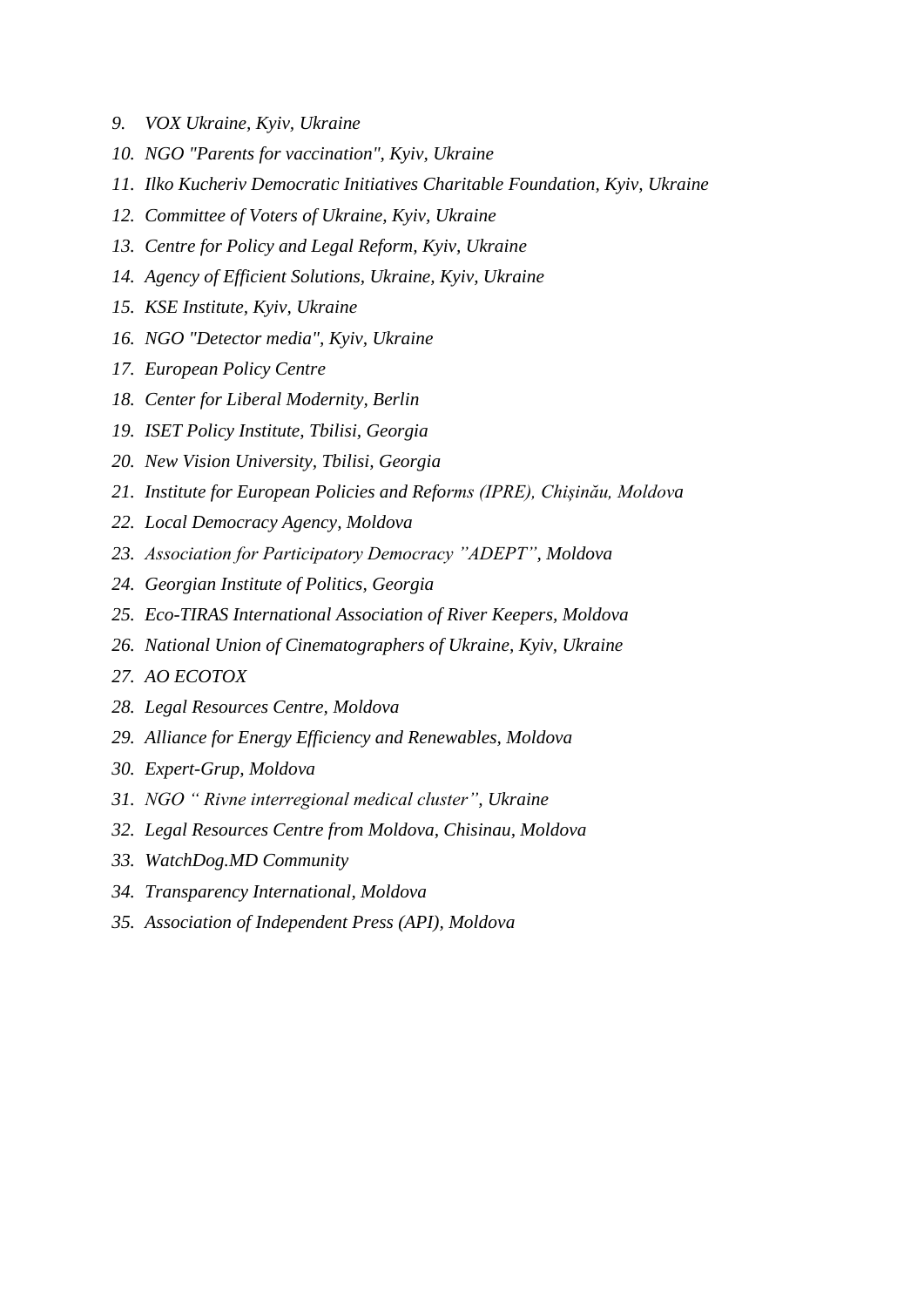9. *VOX Ukraine, Kyiv, Ukraine*
10. *NGO "Parents for vaccination", Kyiv, Ukraine*
11. *Ilko Kucheriv Democratic Initiatives Charitable Foundation, Kyiv, Ukraine*
12. *Committee of Voters of Ukraine, Kyiv, Ukraine*
13. *Centre for Policy and Legal Reform, Kyiv, Ukraine*
14. *Agency of Efficient Solutions, Ukraine, Kyiv, Ukraine*
15. *KSE Institute, Kyiv, Ukraine*
16. *NGO "Detector media", Kyiv, Ukraine*
17. *European Policy Centre*
18. *Center for Liberal Modernity, Berlin*
19. *ISET Policy Institute, Tbilisi, Georgia*
20. *New Vision University, Tbilisi, Georgia*
21. *Institute for European Policies and Reforms (IPRE), Chișinău, Moldova*
22. *Local Democracy Agency, Moldova*
23. *Association for Participatory Democracy "ADEPT", Moldova*
24. *Georgian Institute of Politics, Georgia*
25. *Eco-TIRAS International Association of River Keepers, Moldova*
26. *National Union of Cinematographers of Ukraine, Kyiv, Ukraine*
27. *AO ECOTOX*
28. *Legal Resources Centre, Moldova*
29. *Alliance for Energy Efficiency and Renewables, Moldova*
30. *Expert-Grup, Moldova*
31. *NGO " Rivne interregional medical cluster", Ukraine*
32. *Legal Resources Centre from Moldova, Chisinau, Moldova*
33. *WatchDog.MD Community*
34. *Transparency International, Moldova*
35. *Association of Independent Press (API), Moldova*